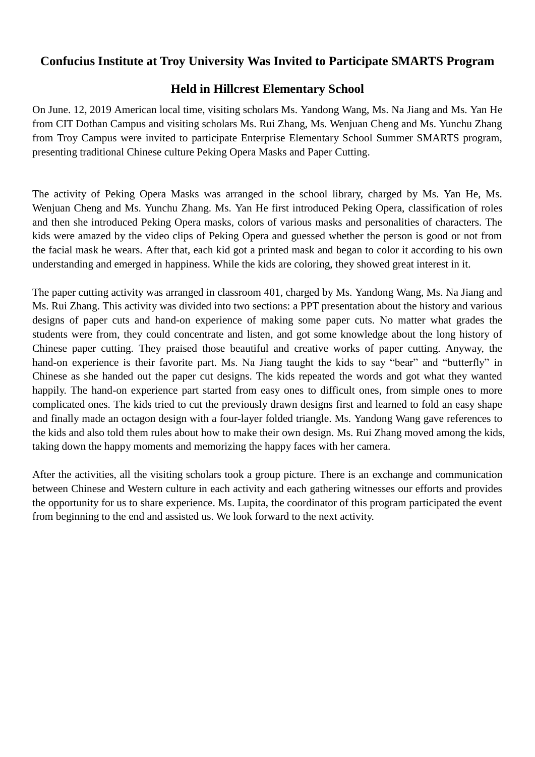# Confucius Institute at Troy University Was Invited to Participate SMARTS Program Held in Hillcrest Elementary School

On June. 12, 2019 American local time, visiting scholars Ms. Yandong Wang, Ms. Na Jiang and Ms. Yan He from CIT Dothan Campus and visiting scholars Ms. Rui Zhang, Ms. Wenjuan Cheng and Ms. Yunchu Zhang from Troy Campus were invited to participate Enterprise Elementary School Summer SMARTS program, presenting traditional Chinese culture Peking Opera Masks and Paper Cutting.

The activity of Peking Opera Masks was arranged in the school library, charged by Ms. Yan He, Ms. Wenjuan Cheng and Ms. Yunchu Zhang. Ms. Yan He first introduced Peking Opera, classification of roles and then she introduced Peking Opera masks, colors of various masks and personalities of characters. The kids were amazed by the video clips of Peking Opera and guessed whether the person is good or not from the facial mask he wears. After that, each kid got a printed mask and began to color it according to his own understanding and emerged in happiness. While the kids are coloring, they showed great interest in it.

The paper cutting activity was arranged in classroom 401, charged by Ms. Yandong Wang, Ms. Na Jiang and Ms. Rui Zhang. This activity was divided into two sections: a PPT presentation about the history and various designs of paper cuts and hand-on experience of making some paper cuts. No matter what grades the students were from, they could concentrate and listen, and got some knowledge about the long history of Chinese paper cutting. They praised those beautiful and creative works of paper cutting. Anyway, the hand-on experience is their favorite part. Ms. Na Jiang taught the kids to say “bear” and “butterfly” in Chinese as she handed out the paper cut designs. The kids repeated the words and got what they wanted happily. The hand-on experience part started from easy ones to difficult ones, from simple ones to more complicated ones. The kids tried to cut the previously drawn designs first and learned to fold an easy shape and finally made an octagon design with a four-layer folded triangle. Ms. Yandong Wang gave references to the kids and also told them rules about how to make their own design. Ms. Rui Zhang moved among the kids, taking down the happy moments and memorizing the happy faces with her camera.

After the activities, all the visiting scholars took a group picture. There is an exchange and communication between Chinese and Western culture in each activity and each gathering witnesses our efforts and provides the opportunity for us to share experience. Ms. Lupita, the coordinator of this program participated the event from beginning to the end and assisted us. We look forward to the next activity.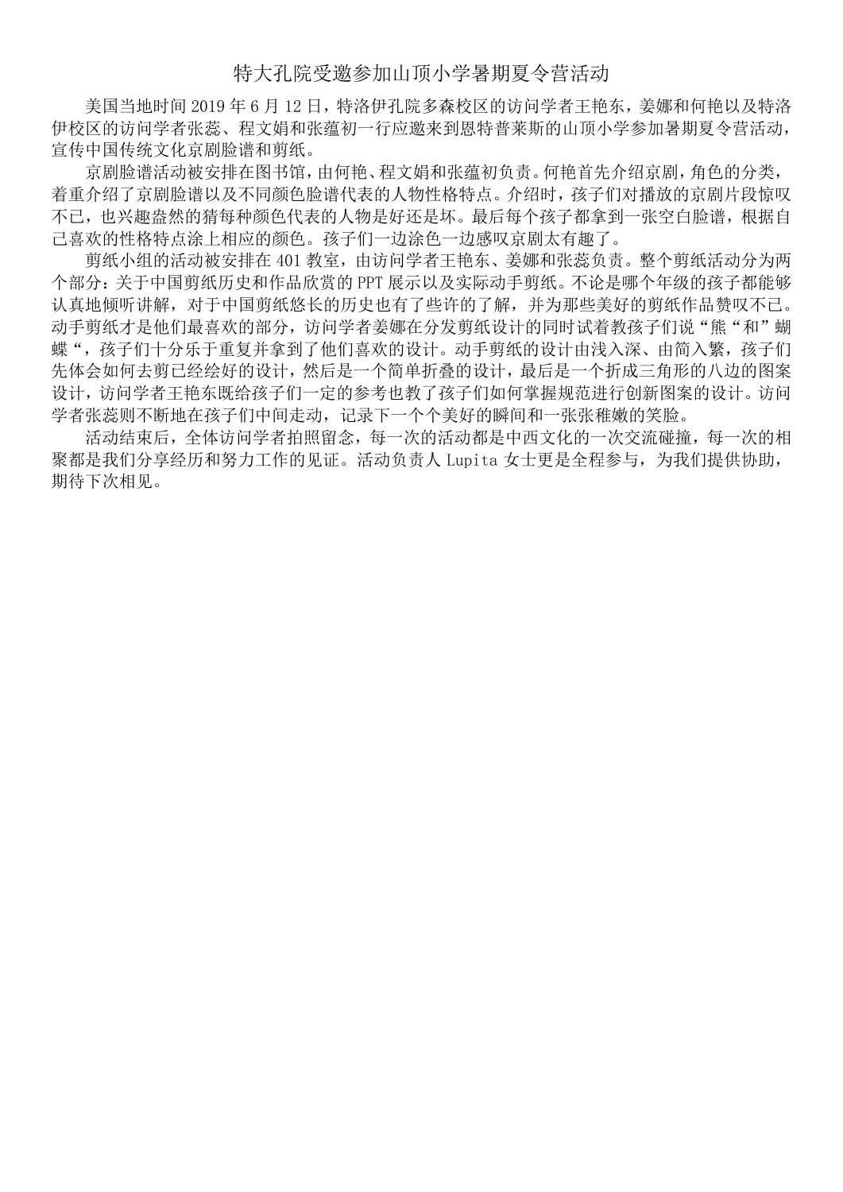# 特大孔院受邀参加山顶小学暑期夏令营活动

美国当地时间 2019 年 6 月 12 日，特洛伊孔院多森校区的访问学者王艳东，姜娜和何艳以及特洛伊校区的访问学者张蕊、程文娟和张蕴初一行应邀来到恩特普莱斯的山顶小学参加暑期夏令营活动，宣传中国传统文化京剧脸谱和剪纸。

京剧脸谱活动被安排在图书馆，由何艳、程文娟和张蕴初负责。何艳首先介绍京剧，角色的分类，着重介绍了京剧脸谱以及不同颜色脸谱代表的人物性格特点。介绍时，孩子们对播放的京剧片段惊叹不已，也兴趣盎然的猜每种颜色代表的人物是好还是坏。最后每个孩子都拿到一张空白脸谱，根据自己喜欢的性格特点涂上相应的颜色。孩子们一边涂色一边感叹京剧太有趣了。

剪纸小组的活动被安排在 401 教室，由访问学者王艳东、姜娜和张蕊负责。整个剪纸活动分为两个部分：关于中国剪纸历史和作品欣赏的 PPT 展示以及实际动手剪纸。不论是哪个年级的孩子都能够认真地倾听讲解，对于中国剪纸悠长的历史也有了些许的了解，并为那些美好的剪纸作品赞叹不已。动手剪纸才是他们最喜欢的部分，访问学者姜娜在分发剪纸设计的同时试着教孩子们说“熊“和”蝴蝶“，孩子们十分乐于重复并拿到了他们喜欢的设计。动手剪纸的设计由浅入深、由简入繁，孩子们先体会如何去剪已经绘好的设计，然后是一个简单折叠的设计，最后是一个折成三角形的八边的图案设计，访问学者王艳东既给孩子们一定的参考也教了孩子们如何掌握规范进行创新图案的设计。访问学者张蕊则不断地在孩子们中间走动，记录下一个个美好的瞬间和一张张稚嫩的笑脸。

活动结束后，全体访问学者拍照留念，每一次的活动都是中西文化的一次交流碰撞，每一次的相聚都是我们分享经历和努力工作的见证。活动负责人 Lupita 女士更是全程参与，为我们提供协助，期待下次相见。